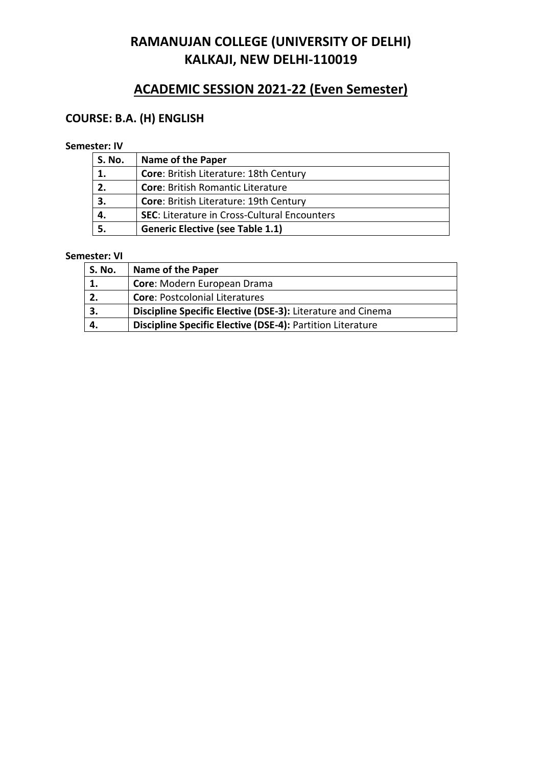# RAMANUJAN COLLEGE (UNIVERSITY OF DELHI)
# KALKAJI, NEW DELHI-110019

## ACADEMIC SESSION 2021-22 (Even Semester)

### COURSE: B.A. (H) ENGLISH

**Semester: IV**

| S. No. | Name of the Paper |
|---|---|
| **1.** | **Core**: British Literature: 18th Century |
| **2.** | **Core**: British Romantic Literature |
| **3.** | **Core**: British Literature: 19th Century |
| **4.** | **SEC**: Literature in Cross-Cultural Encounters |
| **5.** | **Generic Elective (see Table 1.1)** |

**Semester: VI**

| S. No. | Name of the Paper |
|---|---|
| **1.** | **Core**: Modern European Drama |
| **2.** | **Core**: Postcolonial Literatures |
| **3.** | **Discipline Specific Elective (DSE-3):** Literature and Cinema |
| **4.** | **Discipline Specific Elective (DSE-4):** Partition Literature |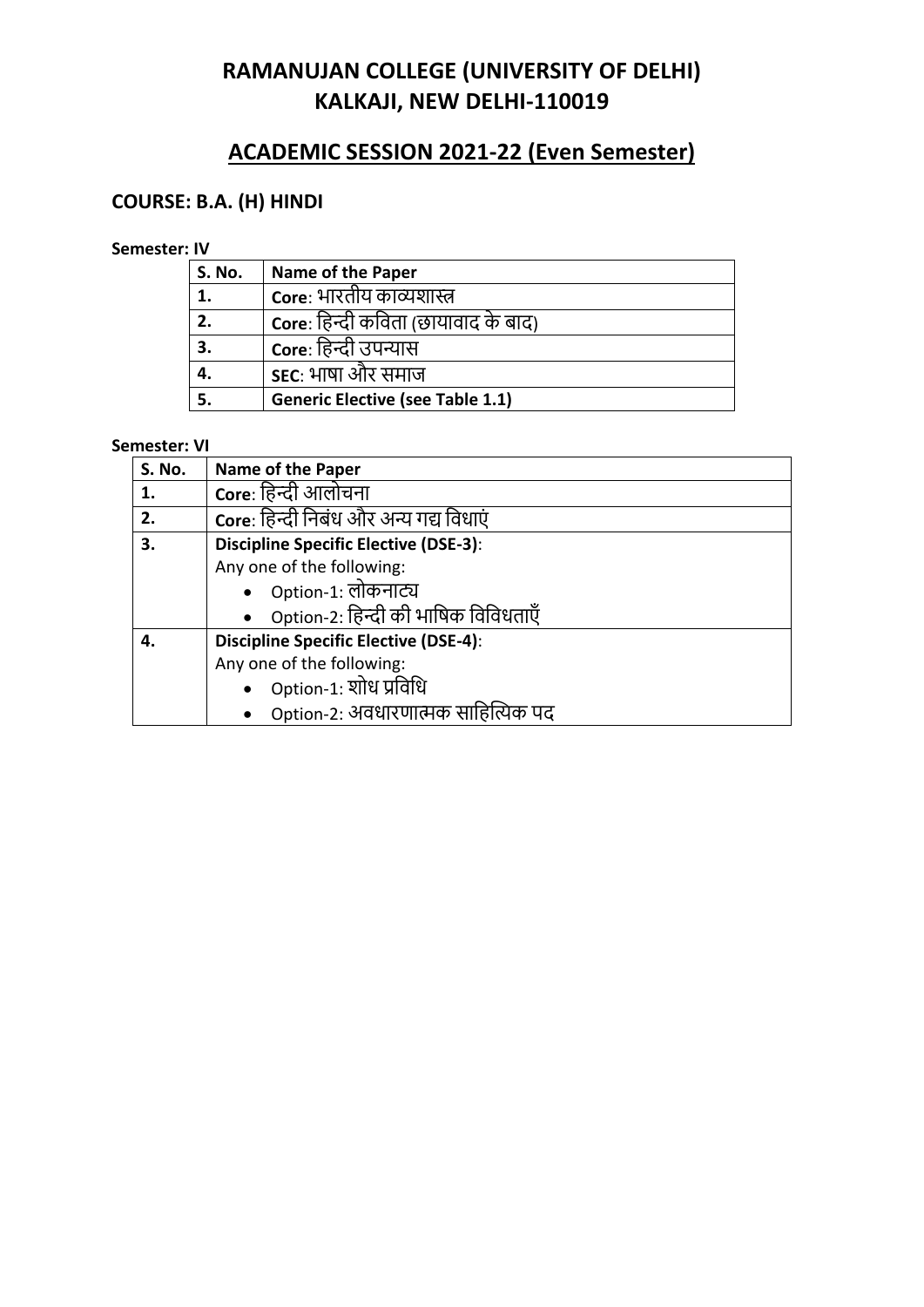# RAMANUJAN COLLEGE (UNIVERSITY OF DELHI)
# KALKAJI, NEW DELHI-110019

## ACADEMIC SESSION 2021-22 (Even Semester)

### COURSE: B.A. (H) HINDI

**Semester: IV**

| S. No. | Name of the Paper |
|---|---|
| 1. | **Core**: भारतीय काव्यशास्त्र |
| 2. | **Core**: हिन्दी कविता (छायावाद के बाद) |
| 3. | **Core**: हिन्दी उपन्यास |
| 4. | **SEC**: भाषा और समाज |
| 5. | **Generic Elective (see Table 1.1)** |

**Semester: VI**

| S. No. | Name of the Paper |
|---|---|
| 1. | **Core**: हिन्दी आलोचना |
| 2. | **Core**: हिन्दी निबंध और अन्य गद्य विधाएं |
| 3. | **Discipline Specific Elective (DSE-3)**: Any one of the following: • Option-1: लोकनाट्य • Option-2: हिन्दी की भाषिक विविधताएँ |
| 4. | **Discipline Specific Elective (DSE-4)**: Any one of the following: • Option-1: शोध प्रविधि • Option-2: अवधारणात्मक साहित्यिक पद |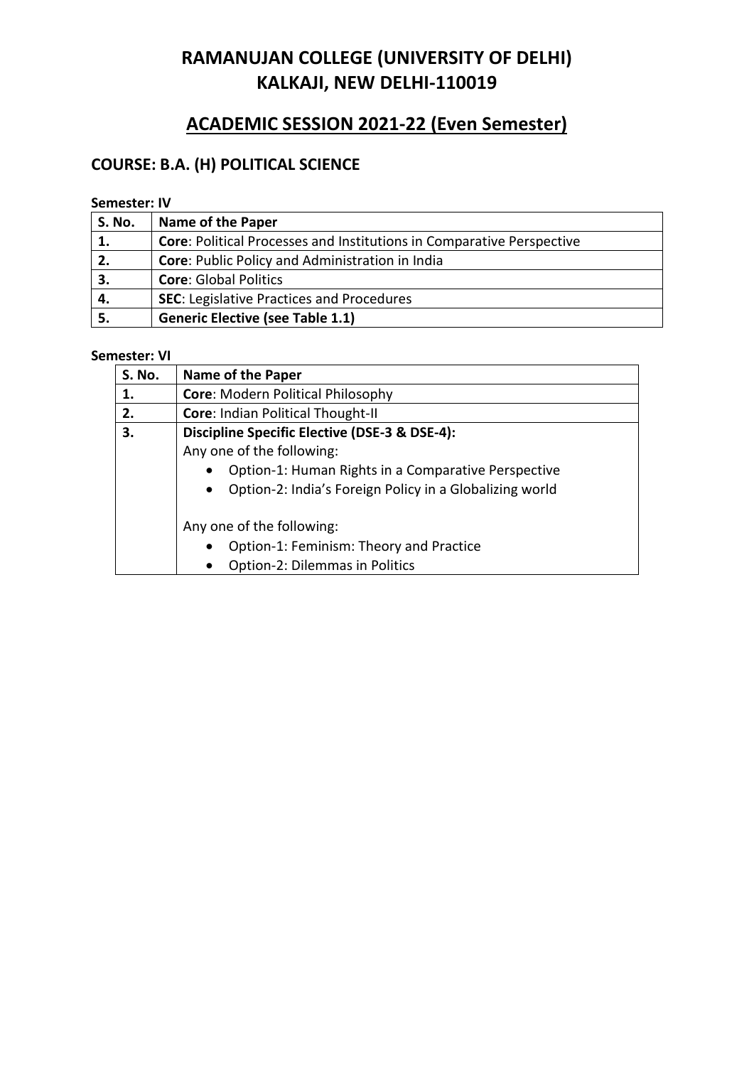# RAMANUJAN COLLEGE (UNIVERSITY OF DELHI)
# KALKAJI, NEW DELHI-110019

## ACADEMIC SESSION 2021-22 (Even Semester)

### COURSE: B.A. (H) POLITICAL SCIENCE

**Semester: IV**

| S. No. | Name of the Paper |
|---|---|
| **1.** | **Core**: Political Processes and Institutions in Comparative Perspective |
| **2.** | **Core**: Public Policy and Administration in India |
| **3.** | **Core**: Global Politics |
| **4.** | **SEC**: Legislative Practices and Procedures |
| **5.** | **Generic Elective (see Table 1.1)** |

**Semester: VI**

| S. No. | Name of the Paper |
|---|---|
| **1.** | **Core**: Modern Political Philosophy |
| **2.** | **Core**: Indian Political Thought-II |
| **3.** | **Discipline Specific Elective (DSE-3 & DSE-4):**<br>Any one of the following:<br>• Option-1: Human Rights in a Comparative Perspective<br>• Option-2: India's Foreign Policy in a Globalizing world<br><br>Any one of the following:<br>• Option-1: Feminism: Theory and Practice<br>• Option-2: Dilemmas in Politics |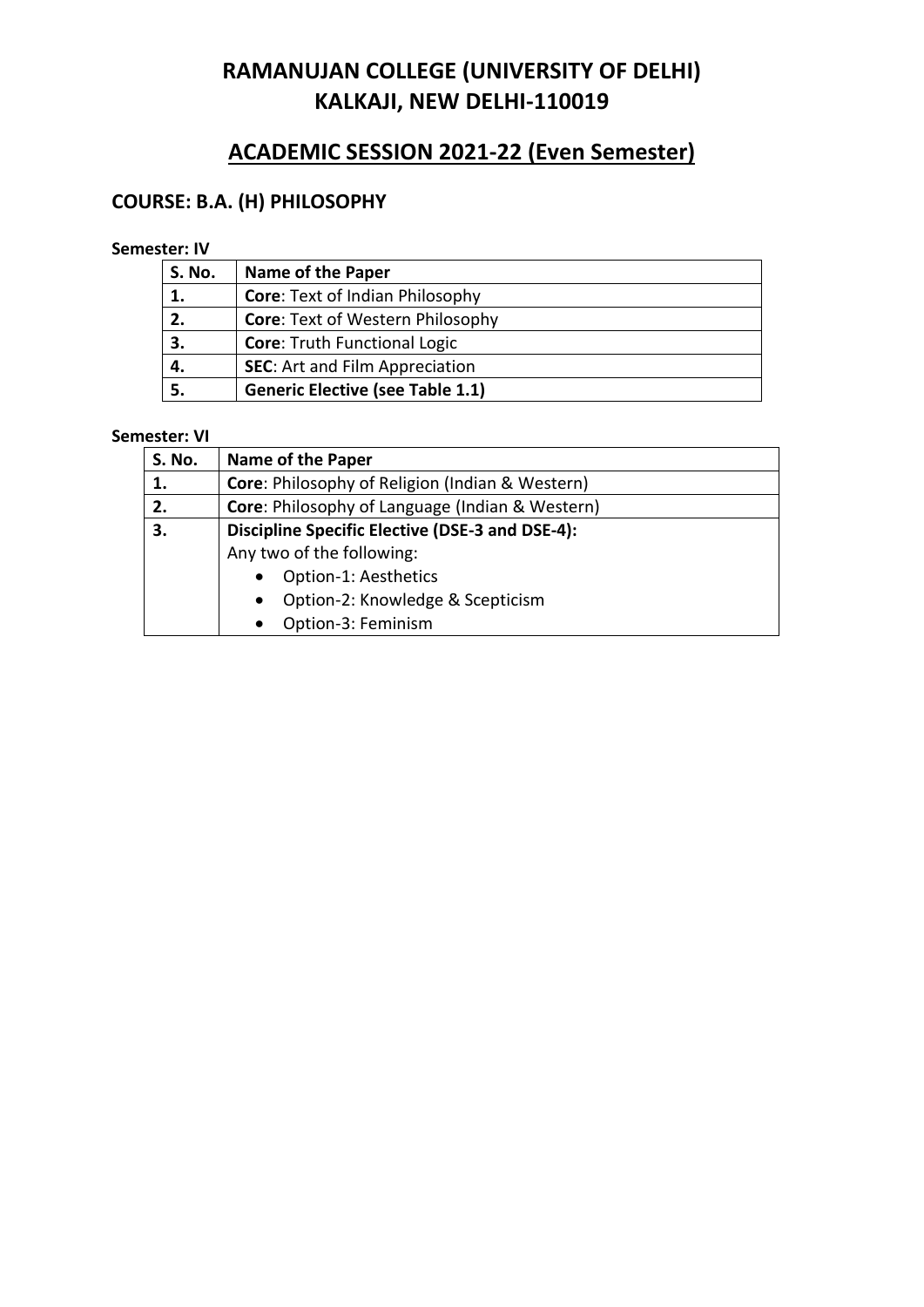# RAMANUJAN COLLEGE (UNIVERSITY OF DELHI)
# KALKAJI, NEW DELHI-110019

## ACADEMIC SESSION 2021-22 (Even Semester)

### COURSE: B.A. (H) PHILOSOPHY

**Semester: IV**

| S. No. | Name of the Paper |
|---|---|
| **1.** | **Core**: Text of Indian Philosophy |
| **2.** | **Core**: Text of Western Philosophy |
| **3.** | **Core**: Truth Functional Logic |
| **4.** | **SEC**: Art and Film Appreciation |
| **5.** | **Generic Elective (see Table 1.1)** |

**Semester: VI**

| S. No. | Name of the Paper |
|---|---|
| **1.** | **Core**: Philosophy of Religion (Indian & Western) |
| **2.** | **Core**: Philosophy of Language (Indian & Western) |
| **3.** | **Discipline Specific Elective (DSE-3 and DSE-4):** Any two of the following: • Option-1: Aesthetics • Option-2: Knowledge & Scepticism • Option-3: Feminism |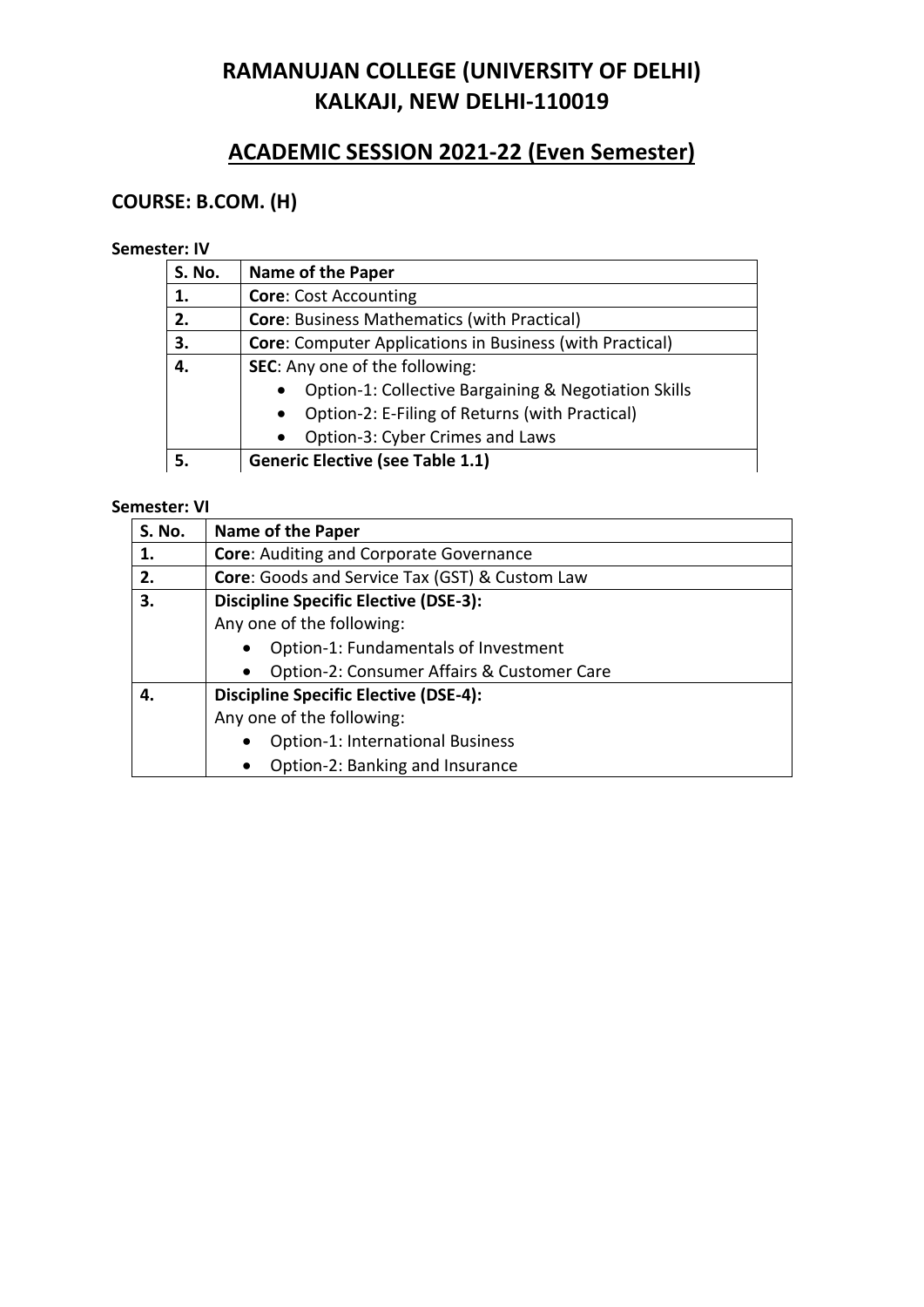# RAMANUJAN COLLEGE (UNIVERSITY OF DELHI)
# KALKAJI, NEW DELHI-110019

## ACADEMIC SESSION 2021-22 (Even Semester)

### COURSE: B.COM. (H)

**Semester: IV**

| S. No. | Name of the Paper |
|---|---|
| **1.** | **Core**: Cost Accounting |
| **2.** | **Core**: Business Mathematics (with Practical) |
| **3.** | **Core**: Computer Applications in Business (with Practical) |
| **4.** | **SEC**: Any one of the following:<br>• Option-1: Collective Bargaining & Negotiation Skills<br>• Option-2: E-Filing of Returns (with Practical)<br>• Option-3: Cyber Crimes and Laws |
| **5.** | **Generic Elective (see Table 1.1)** |

**Semester: VI**

| S. No. | Name of the Paper |
|---|---|
| **1.** | **Core**: Auditing and Corporate Governance |
| **2.** | **Core**: Goods and Service Tax (GST) & Custom Law |
| **3.** | **Discipline Specific Elective (DSE-3):**<br>Any one of the following:<br>• Option-1: Fundamentals of Investment<br>• Option-2: Consumer Affairs & Customer Care |
| **4.** | **Discipline Specific Elective (DSE-4):**<br>Any one of the following:<br>• Option-1: International Business<br>• Option-2: Banking and Insurance |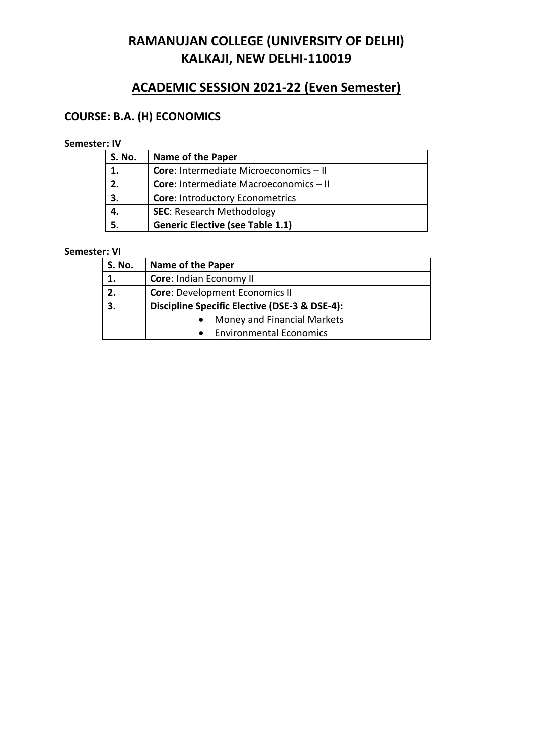# RAMANUJAN COLLEGE (UNIVERSITY OF DELHI)
# KALKAJI, NEW DELHI-110019

## ACADEMIC SESSION 2021-22 (Even Semester)

### COURSE: B.A. (H) ECONOMICS

**Semester: IV**

| S. No. | Name of the Paper |
|---|---|
| 1. | **Core**: Intermediate Microeconomics – II |
| 2. | **Core**: Intermediate Macroeconomics – II |
| 3. | **Core**: Introductory Econometrics |
| 4. | **SEC**: Research Methodology |
| 5. | **Generic Elective (see Table 1.1)** |

**Semester: VI**

| S. No. | Name of the Paper |
|---|---|
| 1. | **Core**: Indian Economy II |
| 2. | **Core**: Development Economics II |
| 3. | **Discipline Specific Elective (DSE-3 & DSE-4):** • Money and Financial Markets • Environmental Economics |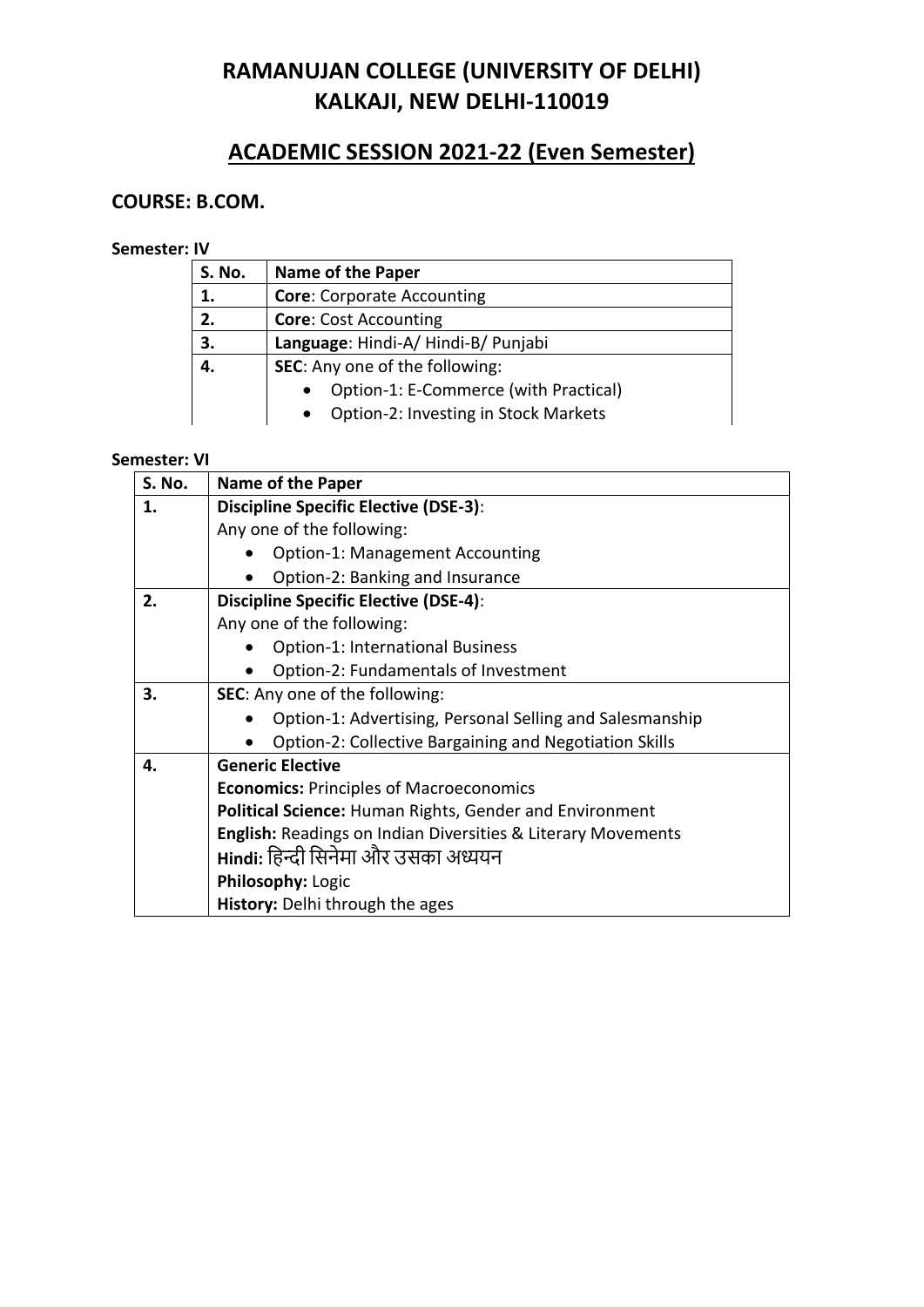# RAMANUJAN COLLEGE (UNIVERSITY OF DELHI)
# KALKAJI, NEW DELHI-110019

## ACADEMIC SESSION 2021-22 (Even Semester)

### COURSE: B.COM.

**Semester: IV**

| S. No. | Name of the Paper |
|---|---|
| 1. | **Core**: Corporate Accounting |
| 2. | **Core**: Cost Accounting |
| 3. | **Language**: Hindi-A/ Hindi-B/ Punjabi |
| 4. | **SEC**: Any one of the following:<br>• Option-1: E-Commerce (with Practical)<br>• Option-2: Investing in Stock Markets |

**Semester: VI**

| S. No. | Name of the Paper |
|---|---|
| 1. | **Discipline Specific Elective (DSE-3)**:<br>Any one of the following:<br>• Option-1: Management Accounting<br>• Option-2: Banking and Insurance |
| 2. | **Discipline Specific Elective (DSE-4)**:<br>Any one of the following:<br>• Option-1: International Business<br>• Option-2: Fundamentals of Investment |
| 3. | **SEC**: Any one of the following:<br>• Option-1: Advertising, Personal Selling and Salesmanship<br>• Option-2: Collective Bargaining and Negotiation Skills |
| 4. | **Generic Elective**<br>**Economics:** Principles of Macroeconomics<br>**Political Science:** Human Rights, Gender and Environment<br>**English:** Readings on Indian Diversities & Literary Movements<br>**Hindi:** हिन्दी सिनेमा और उसका अध्ययन<br>**Philosophy:** Logic<br>**History:** Delhi through the ages |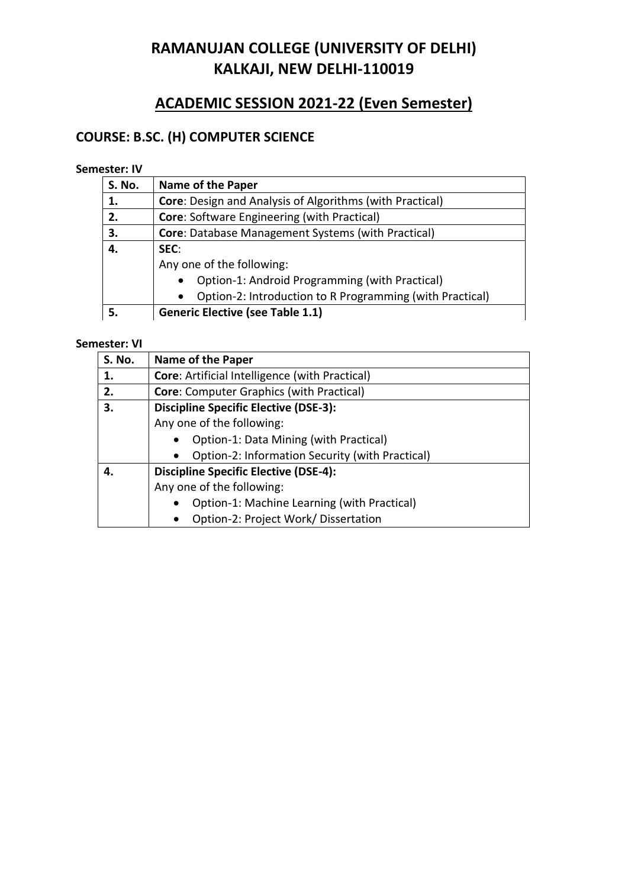# RAMANUJAN COLLEGE (UNIVERSITY OF DELHI)
# KALKAJI, NEW DELHI-110019

## ACADEMIC SESSION 2021-22 (Even Semester)

### COURSE: B.SC. (H) COMPUTER SCIENCE

**Semester: IV**

| S. No. | Name of the Paper |
|---|---|
| 1. | **Core**: Design and Analysis of Algorithms (with Practical) |
| 2. | **Core**: Software Engineering (with Practical) |
| 3. | **Core**: Database Management Systems (with Practical) |
| 4. | **SEC**: Any one of the following: <br>• Option-1: Android Programming (with Practical) <br>• Option-2: Introduction to R Programming (with Practical) |
| 5. | **Generic Elective (see Table 1.1)** |

**Semester: VI**

| S. No. | Name of the Paper |
|---|---|
| 1. | **Core**: Artificial Intelligence (with Practical) |
| 2. | **Core**: Computer Graphics (with Practical) |
| 3. | **Discipline Specific Elective (DSE-3):** Any one of the following: <br>• Option-1: Data Mining (with Practical) <br>• Option-2: Information Security (with Practical) |
| 4. | **Discipline Specific Elective (DSE-4):** Any one of the following: <br>• Option-1: Machine Learning (with Practical) <br>• Option-2: Project Work/ Dissertation |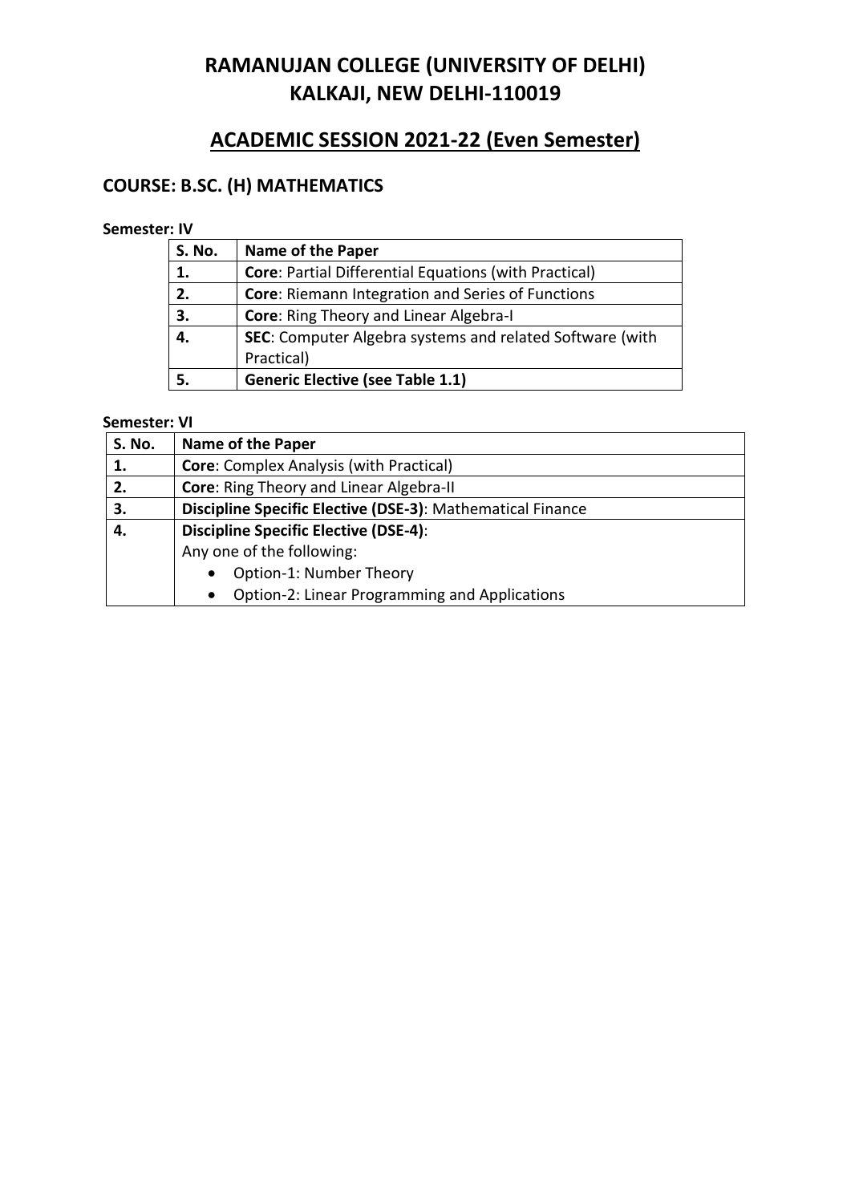# RAMANUJAN COLLEGE (UNIVERSITY OF DELHI)
# KALKAJI, NEW DELHI-110019

## ACADEMIC SESSION 2021-22 (Even Semester)

### COURSE: B.SC. (H) MATHEMATICS

**Semester: IV**

| S. No. | Name of the Paper |
|---|---|
| 1. | **Core**: Partial Differential Equations (with Practical) |
| 2. | **Core**: Riemann Integration and Series of Functions |
| 3. | **Core**: Ring Theory and Linear Algebra-I |
| 4. | **SEC**: Computer Algebra systems and related Software (with Practical) |
| 5. | **Generic Elective (see Table 1.1)** |

**Semester: VI**

| S. No. | Name of the Paper |
|---|---|
| 1. | **Core**: Complex Analysis (with Practical) |
| 2. | **Core**: Ring Theory and Linear Algebra-II |
| 3. | **Discipline Specific Elective (DSE-3)**: Mathematical Finance |
| 4. | **Discipline Specific Elective (DSE-4)**: Any one of the following: • Option-1: Number Theory • Option-2: Linear Programming and Applications |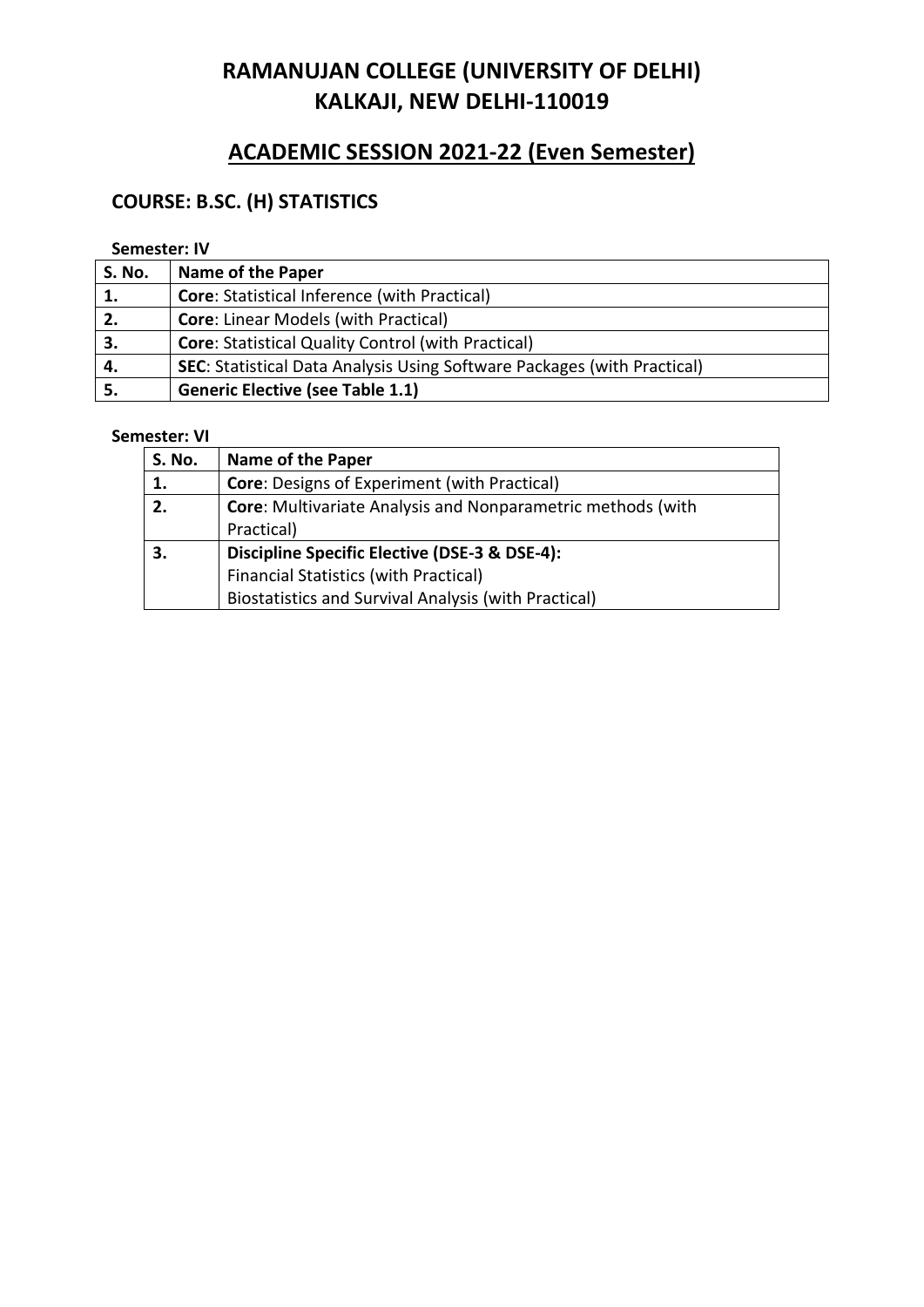# RAMANUJAN COLLEGE (UNIVERSITY OF DELHI)
# KALKAJI, NEW DELHI-110019

## ACADEMIC SESSION 2021-22 (Even Semester)

### COURSE: B.SC. (H) STATISTICS

**Semester: IV**

| S. No. | Name of the Paper |
|---|---|
| 1. | **Core**: Statistical Inference (with Practical) |
| 2. | **Core**: Linear Models (with Practical) |
| 3. | **Core**: Statistical Quality Control (with Practical) |
| 4. | **SEC**: Statistical Data Analysis Using Software Packages (with Practical) |
| 5. | **Generic Elective (see Table 1.1)** |

**Semester: VI**

| S. No. | Name of the Paper |
|---|---|
| 1. | **Core**: Designs of Experiment (with Practical) |
| 2. | **Core**: Multivariate Analysis and Nonparametric methods (with Practical) |
| 3. | **Discipline Specific Elective (DSE-3 & DSE-4):**<br>Financial Statistics (with Practical)<br>Biostatistics and Survival Analysis (with Practical) |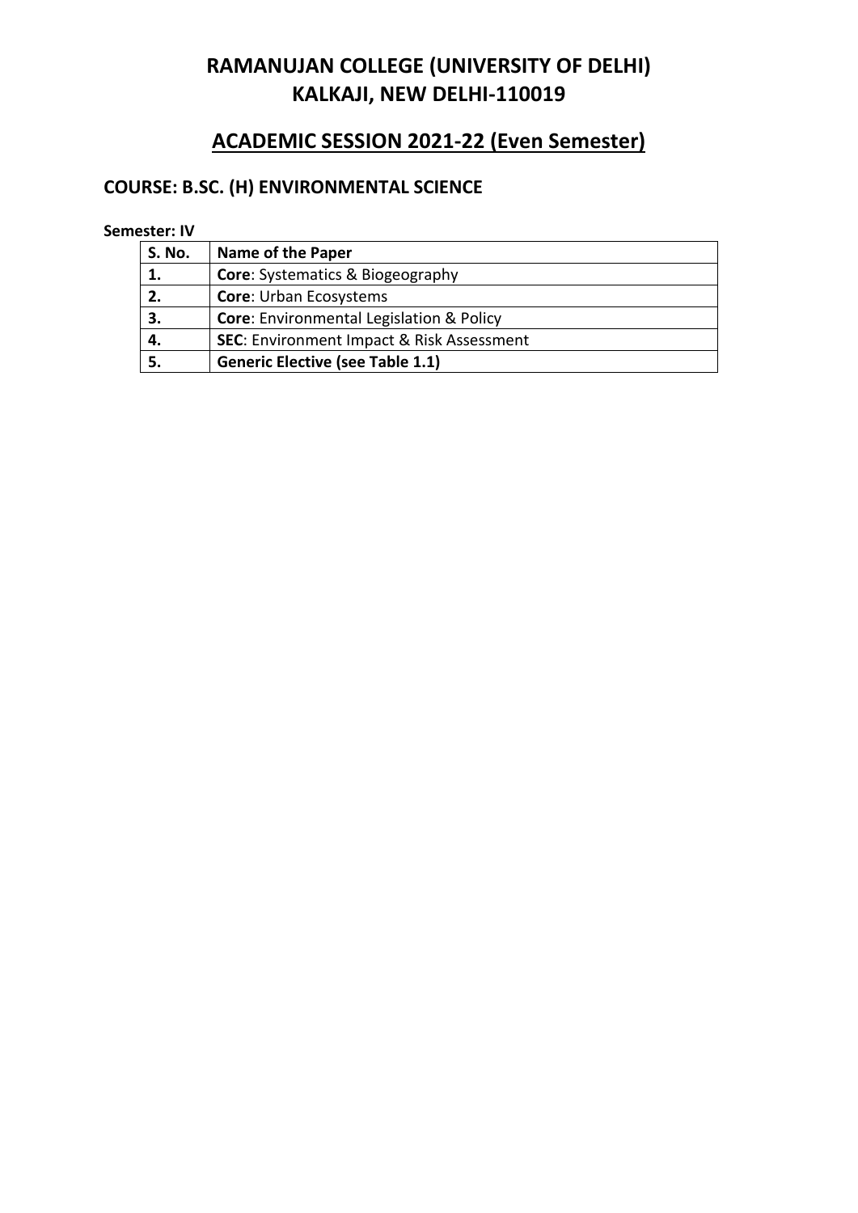# RAMANUJAN COLLEGE (UNIVERSITY OF DELHI)
# KALKAJI, NEW DELHI-110019

## ACADEMIC SESSION 2021-22 (Even Semester)

### COURSE: B.SC. (H) ENVIRONMENTAL SCIENCE

**Semester: IV**

| S. No. | Name of the Paper |
|---|---|
| **1.** | **Core**: Systematics & Biogeography |
| **2.** | **Core**: Urban Ecosystems |
| **3.** | **Core**: Environmental Legislation & Policy |
| **4.** | **SEC**: Environment Impact & Risk Assessment |
| **5.** | **Generic Elective (see Table 1.1)** |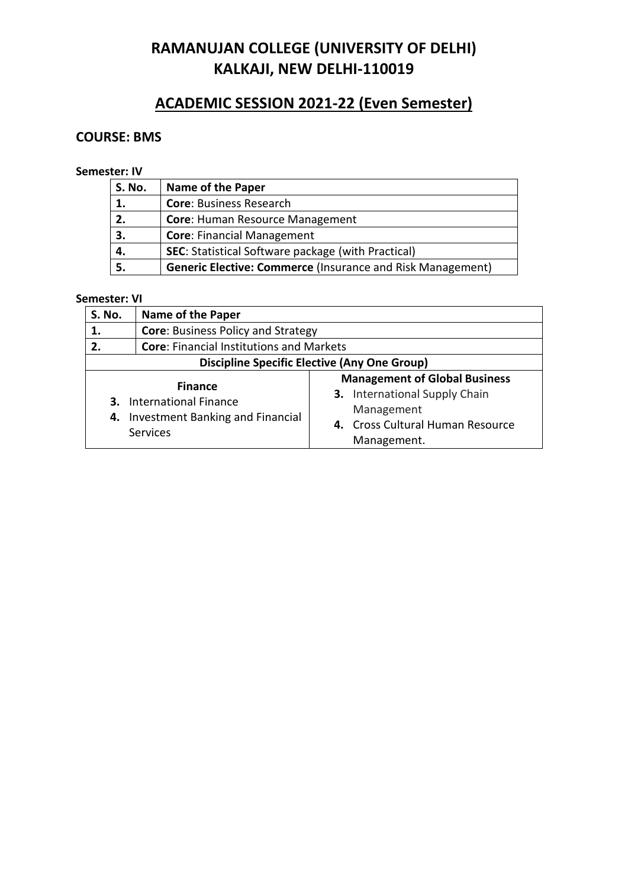# RAMANUJAN COLLEGE (UNIVERSITY OF DELHI)
# KALKAJI, NEW DELHI-110019

## ACADEMIC SESSION 2021-22 (Even Semester)

### COURSE: BMS

**Semester: IV**

| S. No. | Name of the Paper |
|---|---|
| **1.** | **Core**: Business Research |
| **2.** | **Core**: Human Resource Management |
| **3.** | **Core**: Financial Management |
| **4.** | **SEC**: Statistical Software package (with Practical) |
| **5.** | **Generic Elective: Commerce** (Insurance and Risk Management) |

**Semester: VI**

| S. No. | Name of the Paper | |
|---|---|---|
| **1.** | **Core**: Business Policy and Strategy | |
| **2.** | **Core**: Financial Institutions and Markets | |
| **Discipline Specific Elective (Any One Group)** | | |
| **Finance**<br>**3.** International Finance<br>**4.** Investment Banking and Financial Services | | **Management of Global Business**<br>**3.** International Supply Chain Management<br>**4.** Cross Cultural Human Resource Management. |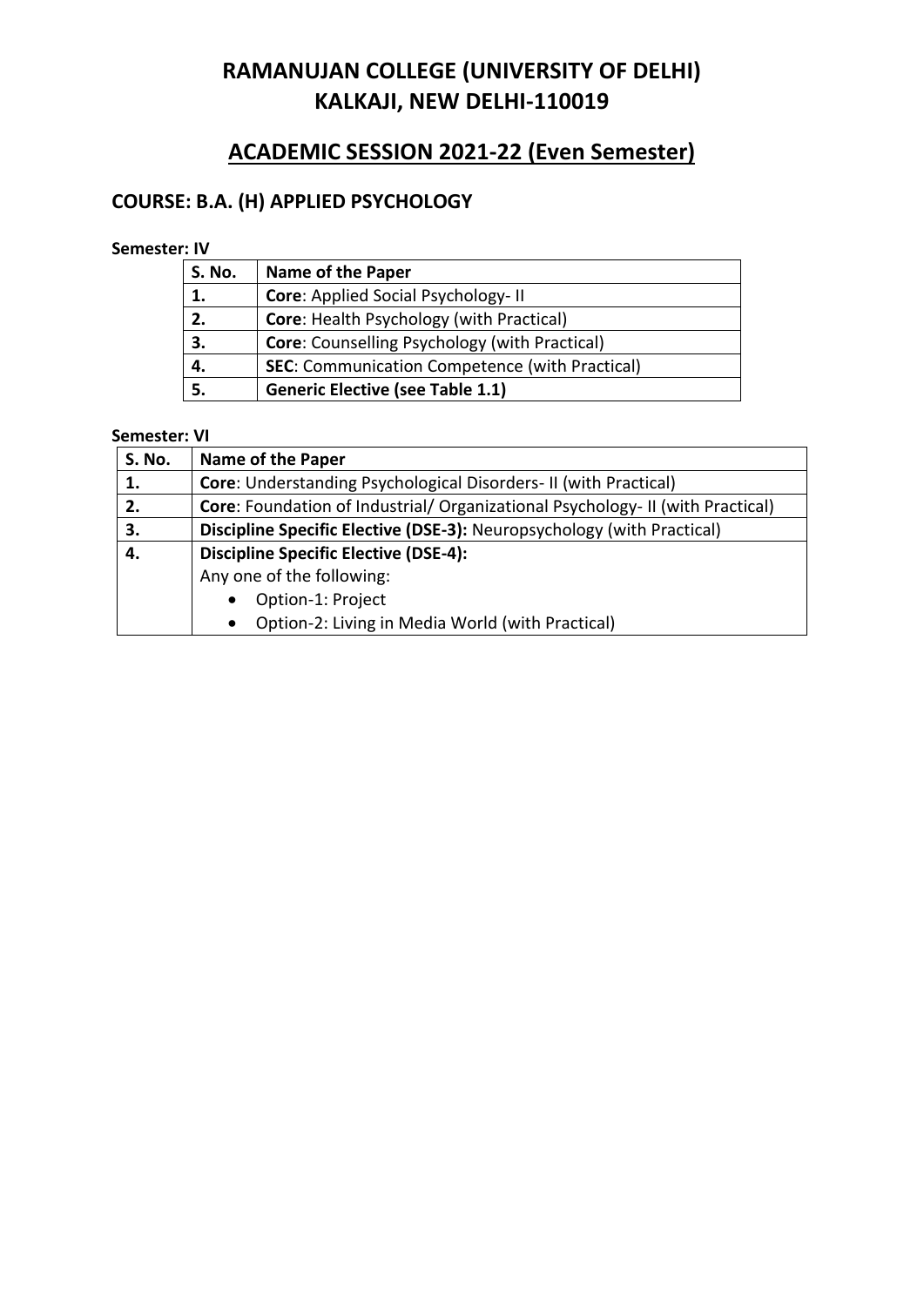# RAMANUJAN COLLEGE (UNIVERSITY OF DELHI)
# KALKAJI, NEW DELHI-110019

## ACADEMIC SESSION 2021-22 (Even Semester)

### COURSE: B.A. (H) APPLIED PSYCHOLOGY

**Semester: IV**

| S. No. | Name of the Paper |
|---|---|
| 1. | **Core**: Applied Social Psychology- II |
| 2. | **Core**: Health Psychology (with Practical) |
| 3. | **Core**: Counselling Psychology (with Practical) |
| 4. | **SEC**: Communication Competence (with Practical) |
| 5. | **Generic Elective (see Table 1.1)** |

**Semester: VI**

| S. No. | Name of the Paper |
|---|---|
| 1. | **Core**: Understanding Psychological Disorders- II (with Practical) |
| 2. | **Core**: Foundation of Industrial/ Organizational Psychology- II (with Practical) |
| 3. | **Discipline Specific Elective (DSE-3):** Neuropsychology (with Practical) |
| 4. | **Discipline Specific Elective (DSE-4):** Any one of the following: • Option-1: Project • Option-2: Living in Media World (with Practical) |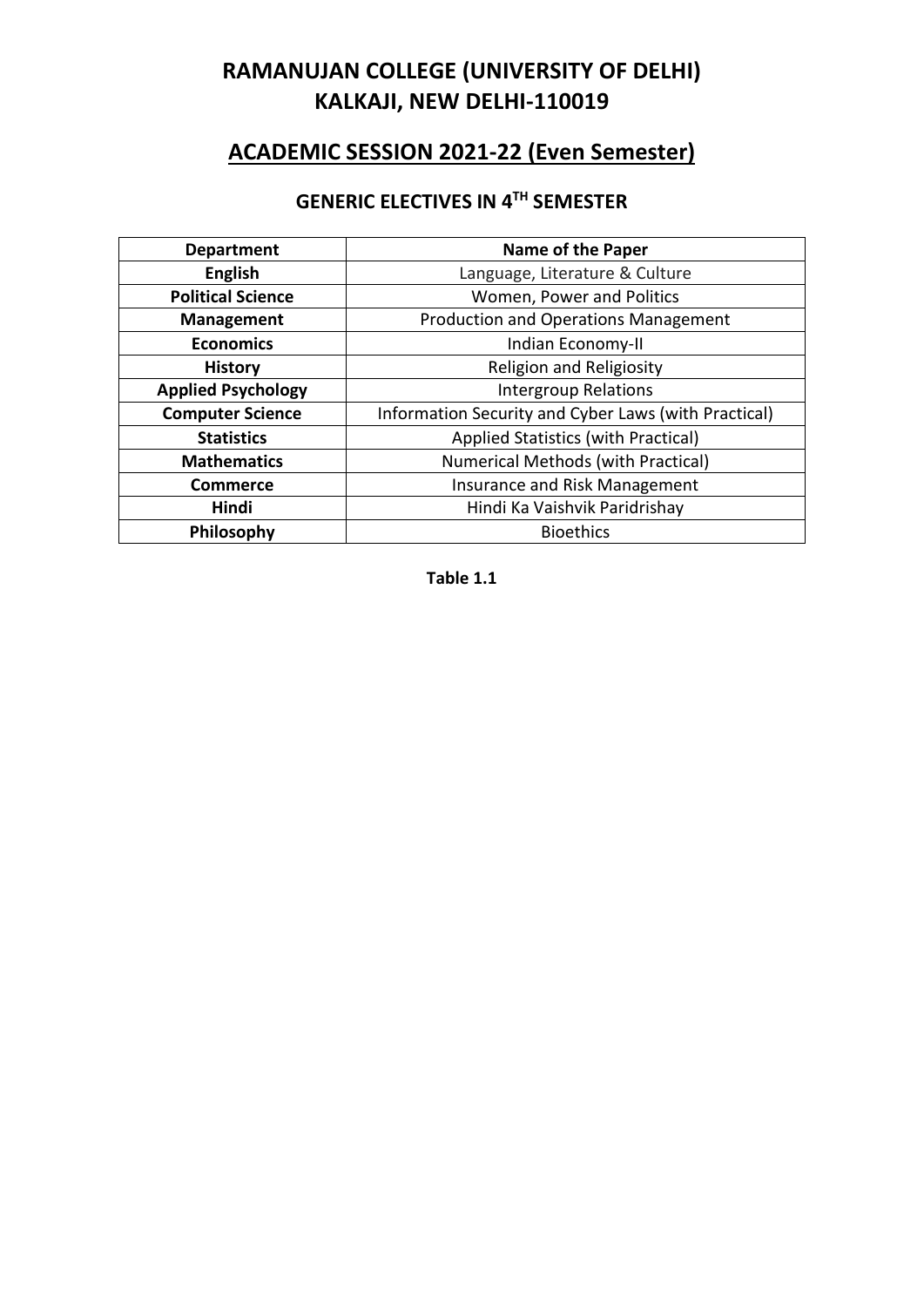# RAMANUJAN COLLEGE (UNIVERSITY OF DELHI)
# KALKAJI, NEW DELHI-110019

## ACADEMIC SESSION 2021-22 (Even Semester)

### GENERIC ELECTIVES IN 4TH SEMESTER

| Department | Name of the Paper |
|---|---|
| **English** | Language, Literature & Culture |
| **Political Science** | Women, Power and Politics |
| **Management** | Production and Operations Management |
| **Economics** | Indian Economy-II |
| **History** | Religion and Religiosity |
| **Applied Psychology** | Intergroup Relations |
| **Computer Science** | Information Security and Cyber Laws (with Practical) |
| **Statistics** | Applied Statistics (with Practical) |
| **Mathematics** | Numerical Methods (with Practical) |
| **Commerce** | Insurance and Risk Management |
| **Hindi** | Hindi Ka Vaishvik Paridrishay |
| **Philosophy** | Bioethics |

**Table 1.1**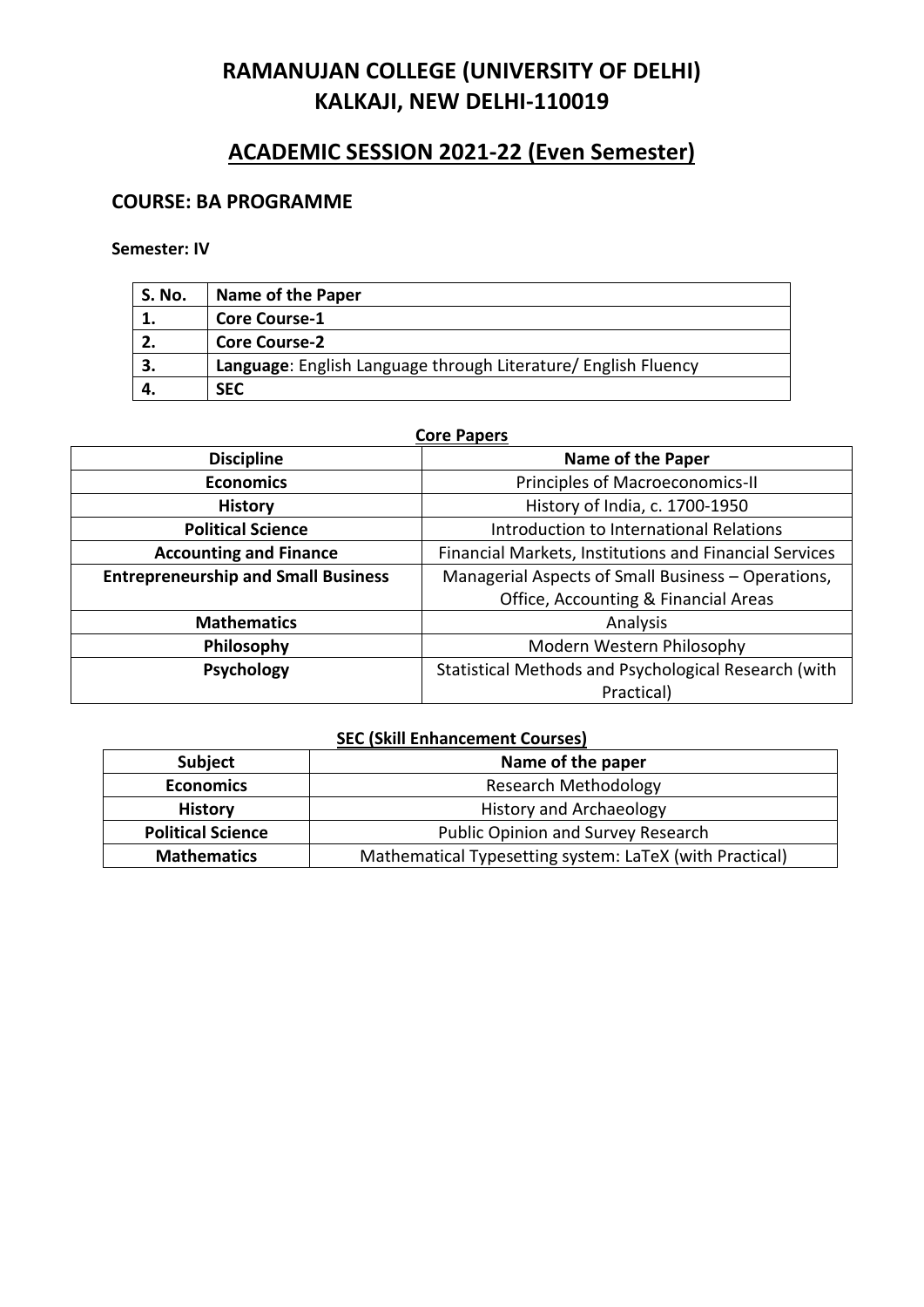# RAMANUJAN COLLEGE (UNIVERSITY OF DELHI)
# KALKAJI, NEW DELHI-110019

## ACADEMIC SESSION 2021-22 (Even Semester)

### COURSE: BA PROGRAMME

**Semester: IV**

| S. No. | Name of the Paper |
|---|---|
| 1. | **Core Course-1** |
| 2. | **Core Course-2** |
| 3. | **Language**: English Language through Literature/ English Fluency |
| 4. | **SEC** |

**Core Papers**

| Discipline | Name of the Paper |
|---|---|
| **Economics** | Principles of Macroeconomics-II |
| **History** | History of India, c. 1700-1950 |
| **Political Science** | Introduction to International Relations |
| **Accounting and Finance** | Financial Markets, Institutions and Financial Services |
| **Entrepreneurship and Small Business** | Managerial Aspects of Small Business – Operations, Office, Accounting & Financial Areas |
| **Mathematics** | Analysis |
| **Philosophy** | Modern Western Philosophy |
| **Psychology** | Statistical Methods and Psychological Research (with Practical) |

**SEC (Skill Enhancement Courses)**

| Subject | Name of the paper |
|---|---|
| **Economics** | Research Methodology |
| **History** | History and Archaeology |
| **Political Science** | Public Opinion and Survey Research |
| **Mathematics** | Mathematical Typesetting system: LaTeX (with Practical) |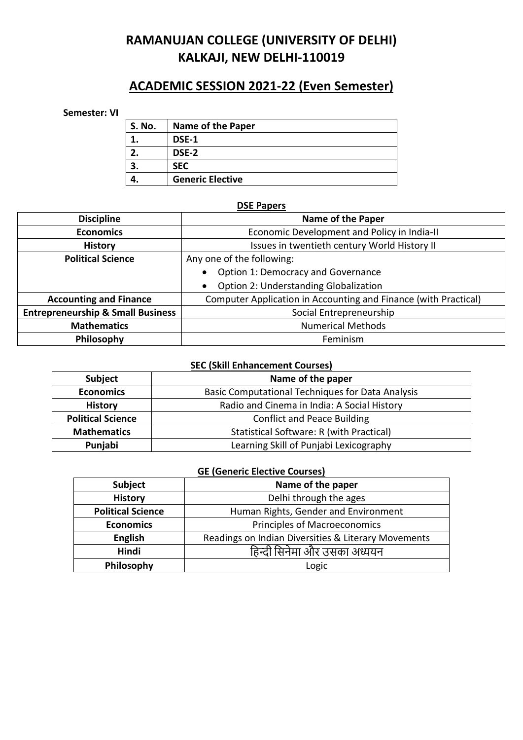# RAMANUJAN COLLEGE (UNIVERSITY OF DELHI)
# KALKAJI, NEW DELHI-110019

## ACADEMIC SESSION 2021-22 (Even Semester)

**Semester: VI**

| S. No. | Name of the Paper |
|---|---|
| 1. | DSE-1 |
| 2. | DSE-2 |
| 3. | SEC |
| 4. | Generic Elective |

### DSE Papers

| Discipline | Name of the Paper |
|---|---|
| **Economics** | Economic Development and Policy in India-II |
| **History** | Issues in twentieth century World History II |
| **Political Science** | Any one of the following: <br> • Option 1: Democracy and Governance <br> • Option 2: Understanding Globalization |
| **Accounting and Finance** | Computer Application in Accounting and Finance (with Practical) |
| **Entrepreneurship & Small Business** | Social Entrepreneurship |
| **Mathematics** | Numerical Methods |
| **Philosophy** | Feminism |

### SEC (Skill Enhancement Courses)

| Subject | Name of the paper |
|---|---|
| **Economics** | Basic Computational Techniques for Data Analysis |
| **History** | Radio and Cinema in India: A Social History |
| **Political Science** | Conflict and Peace Building |
| **Mathematics** | Statistical Software: R (with Practical) |
| **Punjabi** | Learning Skill of Punjabi Lexicography |

### GE (Generic Elective Courses)

| Subject | Name of the paper |
|---|---|
| **History** | Delhi through the ages |
| **Political Science** | Human Rights, Gender and Environment |
| **Economics** | Principles of Macroeconomics |
| **English** | Readings on Indian Diversities & Literary Movements |
| **Hindi** | हिन्दी सिनेमा और उसका अध्ययन |
| **Philosophy** | Logic |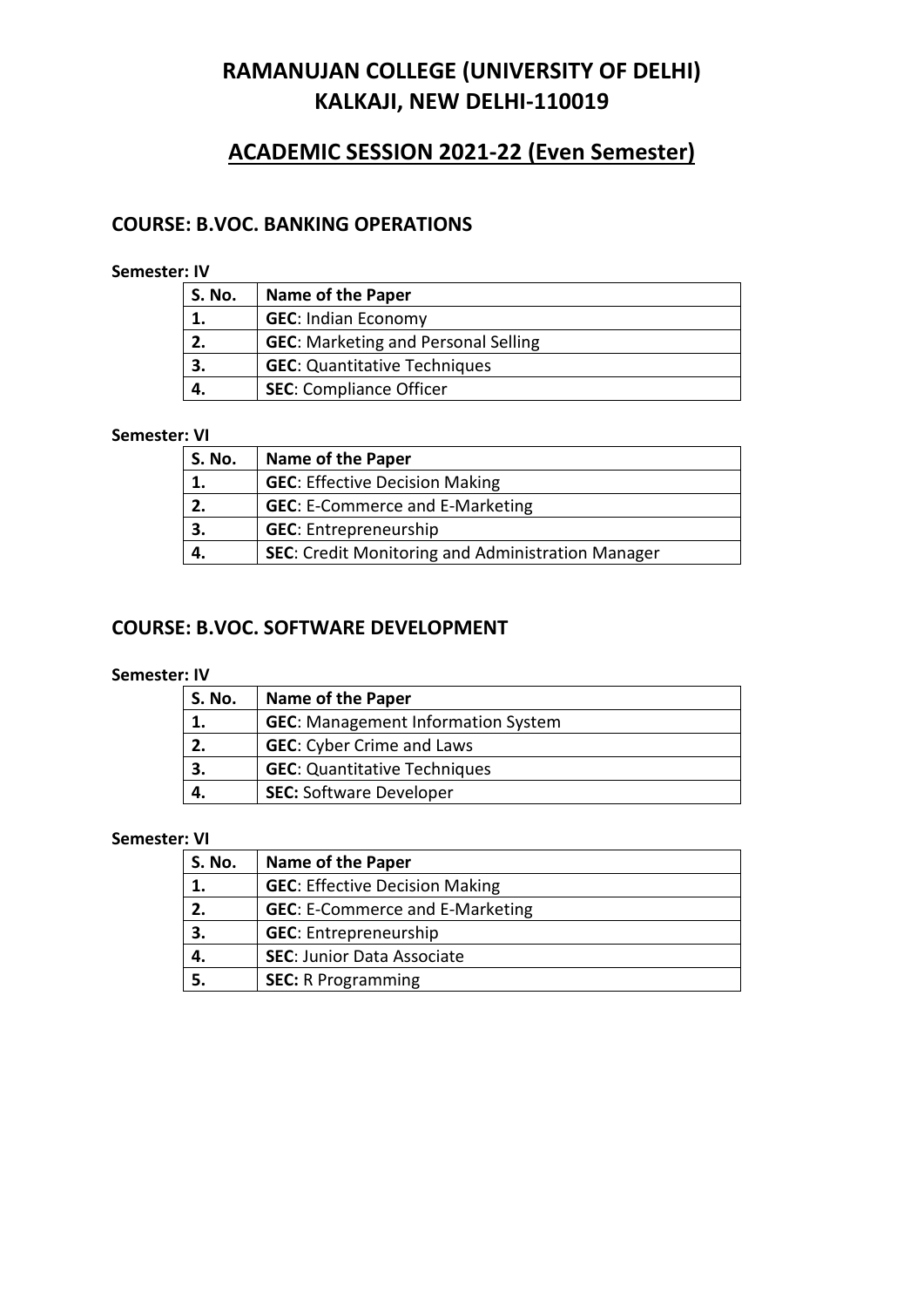# RAMANUJAN COLLEGE (UNIVERSITY OF DELHI)
# KALKAJI, NEW DELHI-110019

## ACADEMIC SESSION 2021-22 (Even Semester)

### COURSE: B.VOC. BANKING OPERATIONS

**Semester: IV**

| S. No. | Name of the Paper |
|---|---|
| 1. | **GEC**: Indian Economy |
| 2. | **GEC**: Marketing and Personal Selling |
| 3. | **GEC**: Quantitative Techniques |
| 4. | **SEC**: Compliance Officer |

**Semester: VI**

| S. No. | Name of the Paper |
|---|---|
| 1. | **GEC**: Effective Decision Making |
| 2. | **GEC**: E-Commerce and E-Marketing |
| 3. | **GEC**: Entrepreneurship |
| 4. | **SEC**: Credit Monitoring and Administration Manager |

### COURSE: B.VOC. SOFTWARE DEVELOPMENT

**Semester: IV**

| S. No. | Name of the Paper |
|---|---|
| 1. | **GEC**: Management Information System |
| 2. | **GEC**: Cyber Crime and Laws |
| 3. | **GEC**: Quantitative Techniques |
| 4. | **SEC:** Software Developer |

**Semester: VI**

| S. No. | Name of the Paper |
|---|---|
| 1. | **GEC**: Effective Decision Making |
| 2. | **GEC**: E-Commerce and E-Marketing |
| 3. | **GEC**: Entrepreneurship |
| 4. | **SEC**: Junior Data Associate |
| 5. | **SEC:** R Programming |